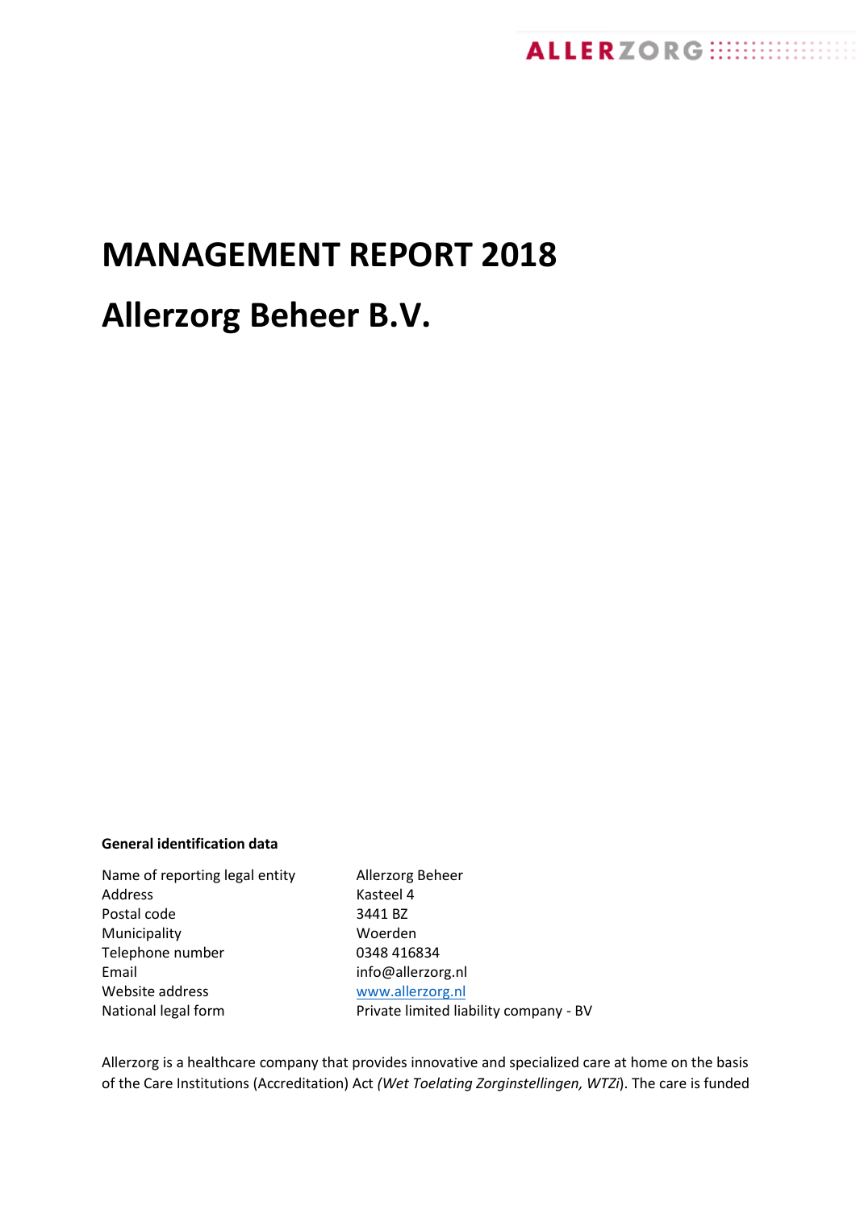# MANAGEMENT REPORT 2018

# Allerzorg Beheer B.V.

**General identification data**

| | |
|---|---|
| Name of reporting legal entity | Allerzorg Beheer |
| Address | Kasteel 4 |
| Postal code | 3441 BZ |
| Municipality | Woerden |
| Telephone number | 0348 416834 |
| Email | info@allerzorg.nl |
| Website address | www.allerzorg.nl |
| National legal form | Private limited liability company - BV |

Allerzorg is a healthcare company that provides innovative and specialized care at home on the basis of the Care Institutions (Accreditation) Act *(Wet Toelating Zorginstellingen, WTZi*). The care is funded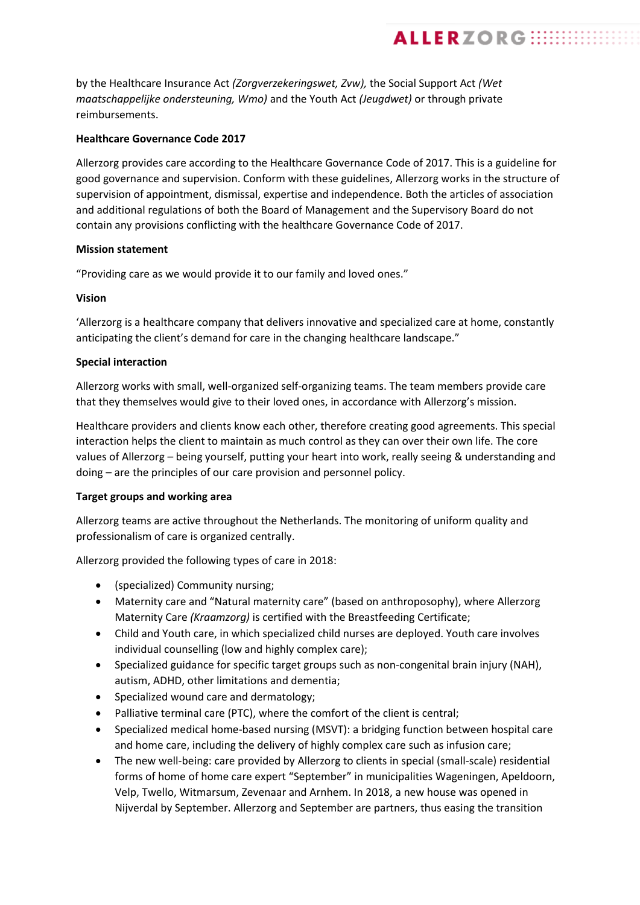by the Healthcare Insurance Act *(Zorgverzekeringswet, Zvw),* the Social Support Act *(Wet maatschappelijke ondersteuning, Wmo)* and the Youth Act *(Jeugdwet)* or through private reimbursements.

**Healthcare Governance Code 2017**

Allerzorg provides care according to the Healthcare Governance Code of 2017. This is a guideline for good governance and supervision. Conform with these guidelines, Allerzorg works in the structure of supervision of appointment, dismissal, expertise and independence. Both the articles of association and additional regulations of both the Board of Management and the Supervisory Board do not contain any provisions conflicting with the healthcare Governance Code of 2017.

**Mission statement**

"Providing care as we would provide it to our family and loved ones."

**Vision**

'Allerzorg is a healthcare company that delivers innovative and specialized care at home, constantly anticipating the client's demand for care in the changing healthcare landscape."

**Special interaction**

Allerzorg works with small, well-organized self-organizing teams. The team members provide care that they themselves would give to their loved ones, in accordance with Allerzorg's mission.

Healthcare providers and clients know each other, therefore creating good agreements. This special interaction helps the client to maintain as much control as they can over their own life. The core values of Allerzorg – being yourself, putting your heart into work, really seeing & understanding and doing – are the principles of our care provision and personnel policy.

**Target groups and working area**

Allerzorg teams are active throughout the Netherlands. The monitoring of uniform quality and professionalism of care is organized centrally.

Allerzorg provided the following types of care in 2018:

- (specialized) Community nursing;
- Maternity care and "Natural maternity care" (based on anthroposophy), where Allerzorg Maternity Care *(Kraamzorg)* is certified with the Breastfeeding Certificate;
- Child and Youth care, in which specialized child nurses are deployed. Youth care involves individual counselling (low and highly complex care);
- Specialized guidance for specific target groups such as non-congenital brain injury (NAH), autism, ADHD, other limitations and dementia;
- Specialized wound care and dermatology;
- Palliative terminal care (PTC), where the comfort of the client is central;
- Specialized medical home-based nursing (MSVT): a bridging function between hospital care and home care, including the delivery of highly complex care such as infusion care;
- The new well-being: care provided by Allerzorg to clients in special (small-scale) residential forms of home of home care expert "September" in municipalities Wageningen, Apeldoorn, Velp, Twello, Witmarsum, Zevenaar and Arnhem. In 2018, a new house was opened in Nijverdal by September. Allerzorg and September are partners, thus easing the transition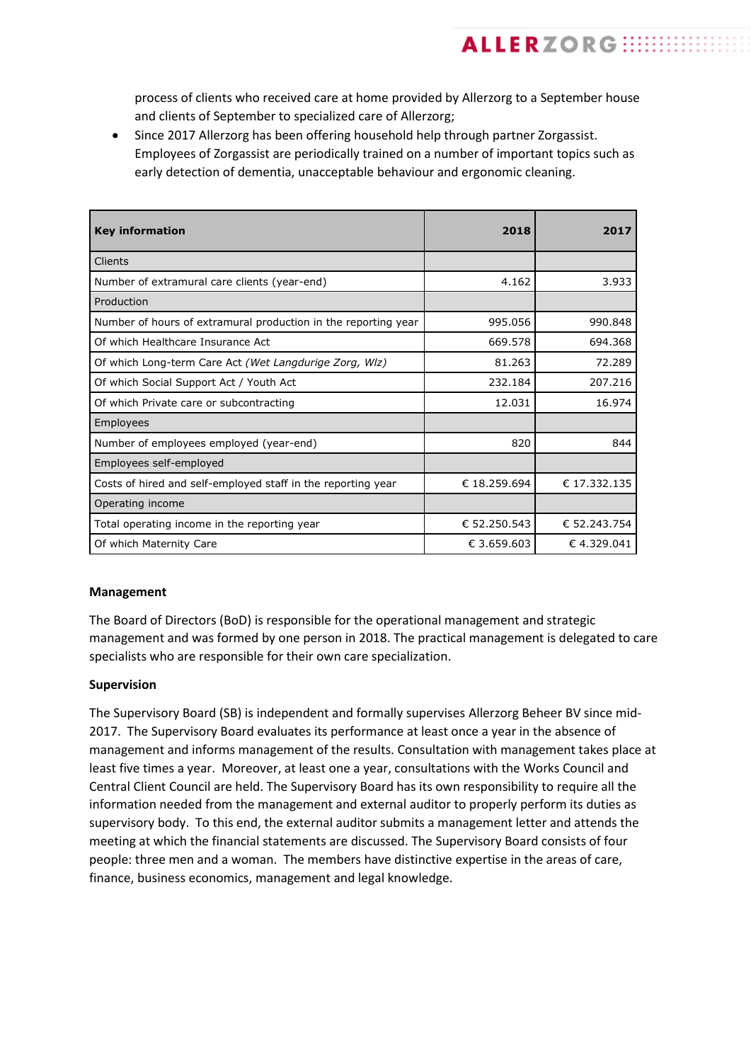process of clients who received care at home provided by Allerzorg to a September house and clients of September to specialized care of Allerzorg;

- Since 2017 Allerzorg has been offering household help through partner Zorgassist. Employees of Zorgassist are periodically trained on a number of important topics such as early detection of dementia, unacceptable behaviour and ergonomic cleaning.

| **Key information** | **2018** | **2017** |
|---|---|---|
| Clients | | |
| Number of extramural care clients (year-end) | 4.162 | 3.933 |
| Production | | |
| Number of hours of extramural production in the reporting year | 995.056 | 990.848 |
| Of which Healthcare Insurance Act | 669.578 | 694.368 |
| Of which Long-term Care Act *(Wet Langdurige Zorg, Wlz)* | 81.263 | 72.289 |
| Of which Social Support Act / Youth Act | 232.184 | 207.216 |
| Of which Private care or subcontracting | 12.031 | 16.974 |
| Employees | | |
| Number of employees employed (year-end) | 820 | 844 |
| Employees self-employed | | |
| Costs of hired and self-employed staff in the reporting year | € 18.259.694 | € 17.332.135 |
| Operating income | | |
| Total operating income in the reporting year | € 52.250.543 | € 52.243.754 |
| Of which Maternity Care | € 3.659.603 | € 4.329.041 |

**Management**

The Board of Directors (BoD) is responsible for the operational management and strategic management and was formed by one person in 2018. The practical management is delegated to care specialists who are responsible for their own care specialization.

**Supervision**

The Supervisory Board (SB) is independent and formally supervises Allerzorg Beheer BV since mid-2017. The Supervisory Board evaluates its performance at least once a year in the absence of management and informs management of the results. Consultation with management takes place at least five times a year. Moreover, at least one a year, consultations with the Works Council and Central Client Council are held. The Supervisory Board has its own responsibility to require all the information needed from the management and external auditor to properly perform its duties as supervisory body. To this end, the external auditor submits a management letter and attends the meeting at which the financial statements are discussed. The Supervisory Board consists of four people: three men and a woman. The members have distinctive expertise in the areas of care, finance, business economics, management and legal knowledge.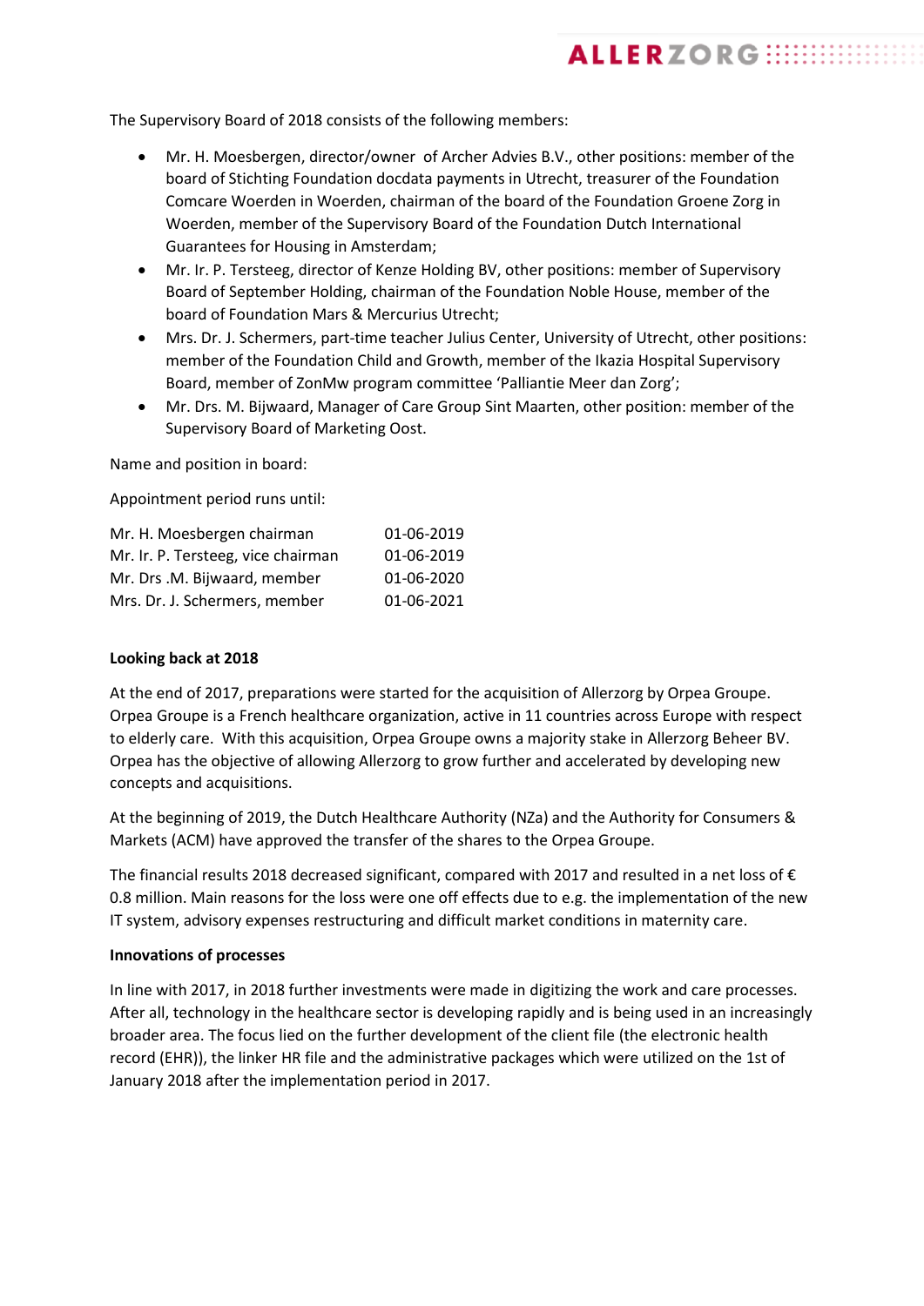The Supervisory Board of 2018 consists of the following members:

- Mr. H. Moesbergen, director/owner of Archer Advies B.V., other positions: member of the board of Stichting Foundation docdata payments in Utrecht, treasurer of the Foundation Comcare Woerden in Woerden, chairman of the board of the Foundation Groene Zorg in Woerden, member of the Supervisory Board of the Foundation Dutch International Guarantees for Housing in Amsterdam;
- Mr. Ir. P. Tersteeg, director of Kenze Holding BV, other positions: member of Supervisory Board of September Holding, chairman of the Foundation Noble House, member of the board of Foundation Mars & Mercurius Utrecht;
- Mrs. Dr. J. Schermers, part-time teacher Julius Center, University of Utrecht, other positions: member of the Foundation Child and Growth, member of the Ikazia Hospital Supervisory Board, member of ZonMw program committee 'Palliantie Meer dan Zorg';
- Mr. Drs. M. Bijwaard, Manager of Care Group Sint Maarten, other position: member of the Supervisory Board of Marketing Oost.

Name and position in board:

Appointment period runs until:

| | |
|---|---|
| Mr. H. Moesbergen chairman | 01-06-2019 |
| Mr. Ir. P. Tersteeg, vice chairman | 01-06-2019 |
| Mr. Drs .M. Bijwaard, member | 01-06-2020 |
| Mrs. Dr. J. Schermers, member | 01-06-2021 |

**Looking back at 2018**

At the end of 2017, preparations were started for the acquisition of Allerzorg by Orpea Groupe. Orpea Groupe is a French healthcare organization, active in 11 countries across Europe with respect to elderly care. With this acquisition, Orpea Groupe owns a majority stake in Allerzorg Beheer BV. Orpea has the objective of allowing Allerzorg to grow further and accelerated by developing new concepts and acquisitions.

At the beginning of 2019, the Dutch Healthcare Authority (NZa) and the Authority for Consumers & Markets (ACM) have approved the transfer of the shares to the Orpea Groupe.

The financial results 2018 decreased significant, compared with 2017 and resulted in a net loss of € 0.8 million. Main reasons for the loss were one off effects due to e.g. the implementation of the new IT system, advisory expenses restructuring and difficult market conditions in maternity care.

**Innovations of processes**

In line with 2017, in 2018 further investments were made in digitizing the work and care processes. After all, technology in the healthcare sector is developing rapidly and is being used in an increasingly broader area. The focus lied on the further development of the client file (the electronic health record (EHR)), the linker HR file and the administrative packages which were utilized on the 1st of January 2018 after the implementation period in 2017.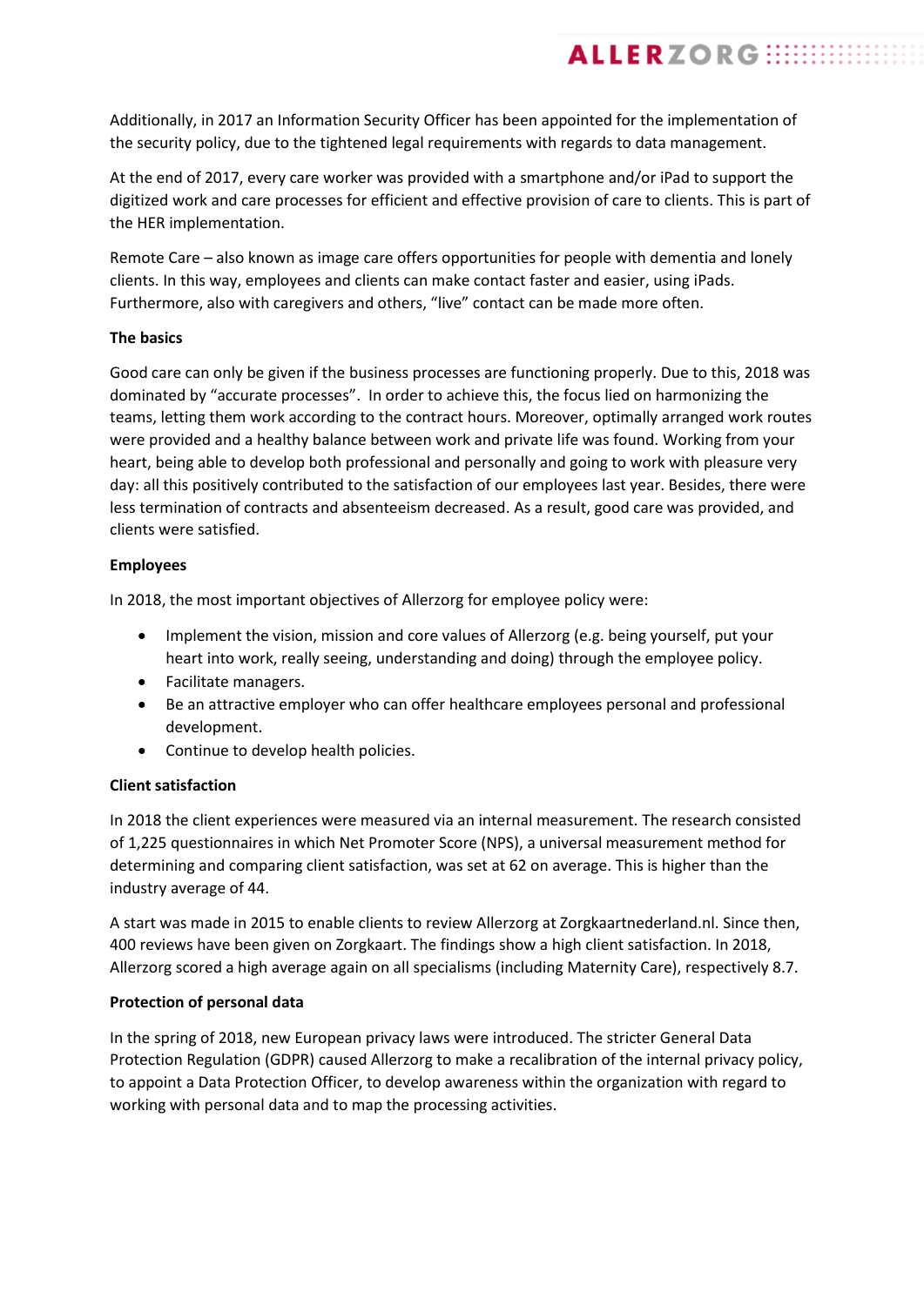Additionally, in 2017 an Information Security Officer has been appointed for the implementation of the security policy, due to the tightened legal requirements with regards to data management.

At the end of 2017, every care worker was provided with a smartphone and/or iPad to support the digitized work and care processes for efficient and effective provision of care to clients. This is part of the HER implementation.

Remote Care – also known as image care offers opportunities for people with dementia and lonely clients. In this way, employees and clients can make contact faster and easier, using iPads. Furthermore, also with caregivers and others, "live" contact can be made more often.

**The basics**

Good care can only be given if the business processes are functioning properly. Due to this, 2018 was dominated by "accurate processes". In order to achieve this, the focus lied on harmonizing the teams, letting them work according to the contract hours. Moreover, optimally arranged work routes were provided and a healthy balance between work and private life was found. Working from your heart, being able to develop both professional and personally and going to work with pleasure very day: all this positively contributed to the satisfaction of our employees last year. Besides, there were less termination of contracts and absenteeism decreased. As a result, good care was provided, and clients were satisfied.

**Employees**

In 2018, the most important objectives of Allerzorg for employee policy were:

- Implement the vision, mission and core values of Allerzorg (e.g. being yourself, put your heart into work, really seeing, understanding and doing) through the employee policy.
- Facilitate managers.
- Be an attractive employer who can offer healthcare employees personal and professional development.
- Continue to develop health policies.

**Client satisfaction**

In 2018 the client experiences were measured via an internal measurement. The research consisted of 1,225 questionnaires in which Net Promoter Score (NPS), a universal measurement method for determining and comparing client satisfaction, was set at 62 on average. This is higher than the industry average of 44.

A start was made in 2015 to enable clients to review Allerzorg at Zorgkaartnederland.nl. Since then, 400 reviews have been given on Zorgkaart. The findings show a high client satisfaction. In 2018, Allerzorg scored a high average again on all specialisms (including Maternity Care), respectively 8.7.

**Protection of personal data**

In the spring of 2018, new European privacy laws were introduced. The stricter General Data Protection Regulation (GDPR) caused Allerzorg to make a recalibration of the internal privacy policy, to appoint a Data Protection Officer, to develop awareness within the organization with regard to working with personal data and to map the processing activities.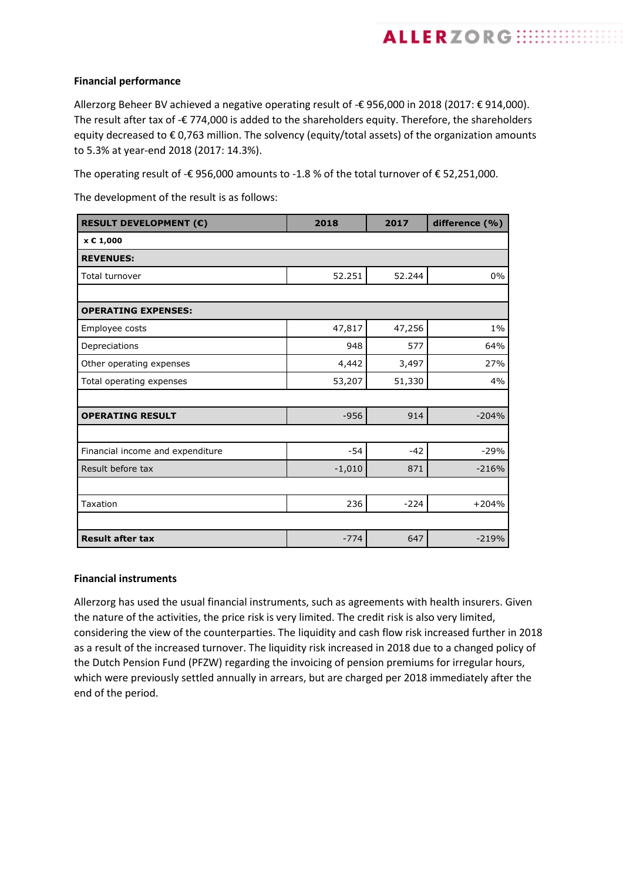**Financial performance**

Allerzorg Beheer BV achieved a negative operating result of -€ 956,000 in 2018 (2017: € 914,000). The result after tax of -€ 774,000 is added to the shareholders equity. Therefore, the shareholders equity decreased to € 0,763 million. The solvency (equity/total assets) of the organization amounts to 5.3% at year-end 2018 (2017: 14.3%).

The operating result of -€ 956,000 amounts to -1.8 % of the total turnover of € 52,251,000.

The development of the result is as follows:

| RESULT DEVELOPMENT (€) | 2018 | 2017 | difference (%) |
|---|---|---|---|
| x € 1,000 | | | |
| **REVENUES:** | | | |
| Total turnover | 52.251 | 52.244 | 0% |
| | | | |
| **OPERATING EXPENSES:** | | | |
| Employee costs | 47,817 | 47,256 | 1% |
| Depreciations | 948 | 577 | 64% |
| Other operating expenses | 4,442 | 3,497 | 27% |
| Total operating expenses | 53,207 | 51,330 | 4% |
| | | | |
| **OPERATING RESULT** | -956 | 914 | -204% |
| | | | |
| Financial income and expenditure | -54 | -42 | -29% |
| Result before tax | -1,010 | 871 | -216% |
| | | | |
| Taxation | 236 | -224 | +204% |
| | | | |
| **Result after tax** | -774 | 647 | -219% |

**Financial instruments**

Allerzorg has used the usual financial instruments, such as agreements with health insurers. Given the nature of the activities, the price risk is very limited. The credit risk is also very limited, considering the view of the counterparties. The liquidity and cash flow risk increased further in 2018 as a result of the increased turnover. The liquidity risk increased in 2018 due to a changed policy of the Dutch Pension Fund (PFZW) regarding the invoicing of pension premiums for irregular hours, which were previously settled annually in arrears, but are charged per 2018 immediately after the end of the period.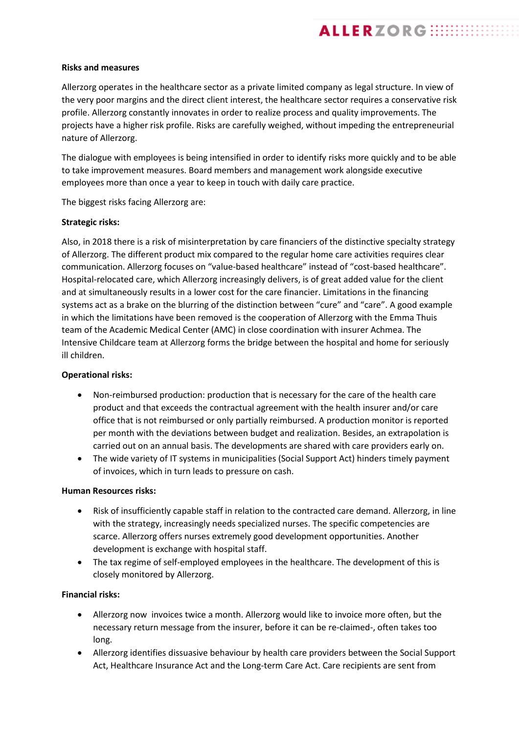**Risks and measures**

Allerzorg operates in the healthcare sector as a private limited company as legal structure. In view of the very poor margins and the direct client interest, the healthcare sector requires a conservative risk profile. Allerzorg constantly innovates in order to realize process and quality improvements. The projects have a higher risk profile. Risks are carefully weighed, without impeding the entrepreneurial nature of Allerzorg.

The dialogue with employees is being intensified in order to identify risks more quickly and to be able to take improvement measures. Board members and management work alongside executive employees more than once a year to keep in touch with daily care practice.

The biggest risks facing Allerzorg are:

**Strategic risks:**

Also, in 2018 there is a risk of misinterpretation by care financiers of the distinctive specialty strategy of Allerzorg. The different product mix compared to the regular home care activities requires clear communication. Allerzorg focuses on "value-based healthcare" instead of "cost-based healthcare". Hospital-relocated care, which Allerzorg increasingly delivers, is of great added value for the client and at simultaneously results in a lower cost for the care financier. Limitations in the financing systems act as a brake on the blurring of the distinction between "cure" and "care". A good example in which the limitations have been removed is the cooperation of Allerzorg with the Emma Thuis team of the Academic Medical Center (AMC) in close coordination with insurer Achmea. The Intensive Childcare team at Allerzorg forms the bridge between the hospital and home for seriously ill children.

**Operational risks:**

- Non-reimbursed production: production that is necessary for the care of the health care product and that exceeds the contractual agreement with the health insurer and/or care office that is not reimbursed or only partially reimbursed. A production monitor is reported per month with the deviations between budget and realization. Besides, an extrapolation is carried out on an annual basis. The developments are shared with care providers early on.
- The wide variety of IT systems in municipalities (Social Support Act) hinders timely payment of invoices, which in turn leads to pressure on cash.

**Human Resources risks:**

- Risk of insufficiently capable staff in relation to the contracted care demand. Allerzorg, in line with the strategy, increasingly needs specialized nurses. The specific competencies are scarce. Allerzorg offers nurses extremely good development opportunities. Another development is exchange with hospital staff.
- The tax regime of self-employed employees in the healthcare. The development of this is closely monitored by Allerzorg.

**Financial risks:**

- Allerzorg now invoices twice a month. Allerzorg would like to invoice more often, but the necessary return message from the insurer, before it can be re-claimed-, often takes too long.
- Allerzorg identifies dissuasive behaviour by health care providers between the Social Support Act, Healthcare Insurance Act and the Long-term Care Act. Care recipients are sent from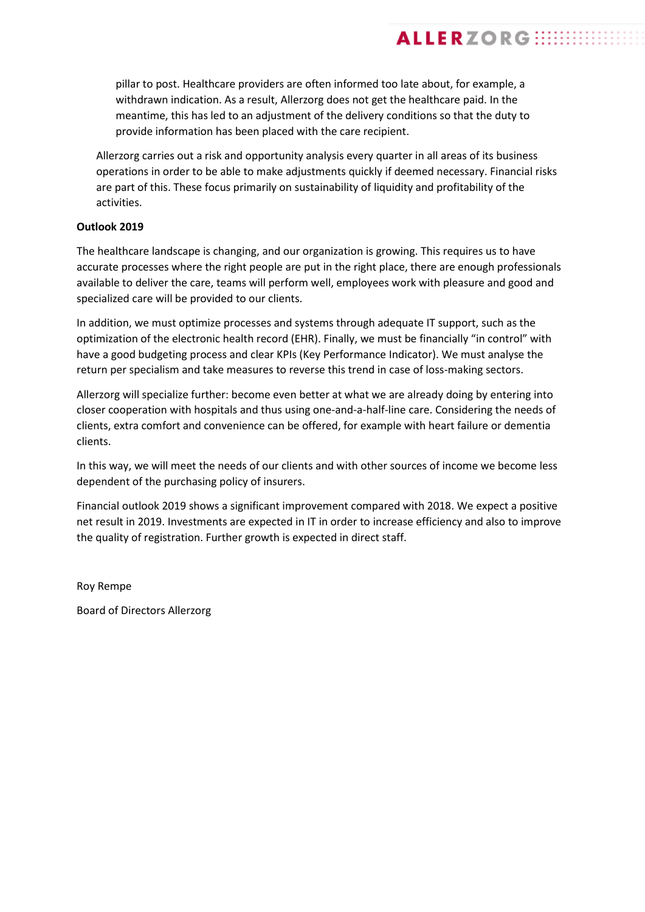pillar to post. Healthcare providers are often informed too late about, for example, a withdrawn indication. As a result, Allerzorg does not get the healthcare paid. In the meantime, this has led to an adjustment of the delivery conditions so that the duty to provide information has been placed with the care recipient.

Allerzorg carries out a risk and opportunity analysis every quarter in all areas of its business operations in order to be able to make adjustments quickly if deemed necessary. Financial risks are part of this. These focus primarily on sustainability of liquidity and profitability of the activities.

**Outlook 2019**

The healthcare landscape is changing, and our organization is growing. This requires us to have accurate processes where the right people are put in the right place, there are enough professionals available to deliver the care, teams will perform well, employees work with pleasure and good and specialized care will be provided to our clients.

In addition, we must optimize processes and systems through adequate IT support, such as the optimization of the electronic health record (EHR). Finally, we must be financially "in control" with have a good budgeting process and clear KPIs (Key Performance Indicator). We must analyse the return per specialism and take measures to reverse this trend in case of loss-making sectors.

Allerzorg will specialize further: become even better at what we are already doing by entering into closer cooperation with hospitals and thus using one-and-a-half-line care. Considering the needs of clients, extra comfort and convenience can be offered, for example with heart failure or dementia clients.

In this way, we will meet the needs of our clients and with other sources of income we become less dependent of the purchasing policy of insurers.

Financial outlook 2019 shows a significant improvement compared with 2018. We expect a positive net result in 2019. Investments are expected in IT in order to increase efficiency and also to improve the quality of registration. Further growth is expected in direct staff.

Roy Rempe

Board of Directors Allerzorg